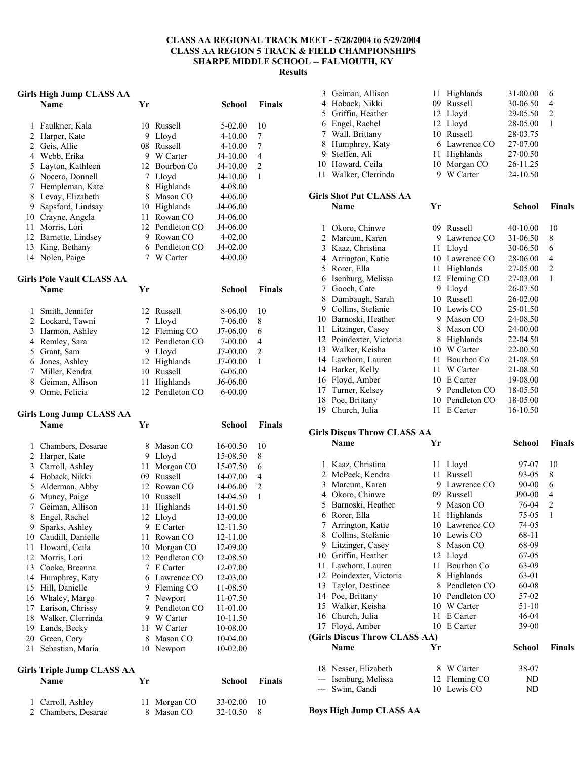**CLASS AA REGIONAL TRACK MEET - 5/28/2004 to 5/29/2004**
**CLASS AA REGION 5 TRACK & FIELD CHAMPIONSHIPS**
**SHARPE MIDDLE SCHOOL -- FALMOUTH, KY**
**Results**

### Girls High Jump CLASS AA

| | Name | Yr | School | Finals | |
|---|---|---|---|---|---|
| 1 | Faulkner, Kala | 10 | Russell | 5-02.00 | 10 |
| 2 | Harper, Kate | 9 | Lloyd | 4-10.00 | 7 |
| 2 | Geis, Allie | 08 | Russell | 4-10.00 | 7 |
| 4 | Webb, Erika | 9 | W Carter | J4-10.00 | 4 |
| 5 | Layton, Kathleen | 12 | Bourbon Co | J4-10.00 | 2 |
| 6 | Nocero, Donnell | 7 | Lloyd | J4-10.00 | 1 |
| 7 | Hempleman, Kate | 8 | Highlands | 4-08.00 | |
| 8 | Levay, Elizabeth | 8 | Mason CO | 4-06.00 | |
| 9 | Sapsford, Lindsay | 10 | Highlands | J4-06.00 | |
| 10 | Crayne, Angela | 11 | Rowan CO | J4-06.00 | |
| 11 | Morris, Lori | 12 | Pendleton CO | J4-06.00 | |
| 12 | Barnette, Lindsey | 9 | Rowan CO | 4-02.00 | |
| 13 | King, Bethany | 6 | Pendleton CO | J4-02.00 | |
| 14 | Nolen, Paige | 7 | W Carter | 4-00.00 | |

### Girls Pole Vault CLASS AA

| | Name | Yr | School | Finals | |
|---|---|---|---|---|---|
| 1 | Smith, Jennifer | 12 | Russell | 8-06.00 | 10 |
| 2 | Lockard, Tawni | 7 | Lloyd | 7-06.00 | 8 |
| 3 | Harmon, Ashley | 12 | Fleming CO | J7-06.00 | 6 |
| 4 | Remley, Sara | 12 | Pendleton CO | 7-00.00 | 4 |
| 5 | Grant, Sam | 9 | Lloyd | J7-00.00 | 2 |
| 6 | Jones, Ashley | 12 | Highlands | J7-00.00 | 1 |
| 7 | Miller, Kendra | 10 | Russell | 6-06.00 | |
| 8 | Geiman, Allison | 11 | Highlands | J6-06.00 | |
| 9 | Orme, Felicia | 12 | Pendleton CO | 6-00.00 | |

### Girls Long Jump CLASS AA

| | Name | Yr | School | Finals | |
|---|---|---|---|---|---|
| 1 | Chambers, Desarae | 8 | Mason CO | 16-00.50 | 10 |
| 2 | Harper, Kate | 9 | Lloyd | 15-08.50 | 8 |
| 3 | Carroll, Ashley | 11 | Morgan CO | 15-07.50 | 6 |
| 4 | Hoback, Nikki | 09 | Russell | 14-07.00 | 4 |
| 5 | Alderman, Abby | 12 | Rowan CO | 14-06.00 | 2 |
| 6 | Muncy, Paige | 10 | Russell | 14-04.50 | 1 |
| 7 | Geiman, Allison | 11 | Highlands | 14-01.50 | |
| 8 | Engel, Rachel | 12 | Lloyd | 13-00.00 | |
| 9 | Sparks, Ashley | 9 | E Carter | 12-11.50 | |
| 10 | Caudill, Danielle | 11 | Rowan CO | 12-11.00 | |
| 11 | Howard, Ceila | 10 | Morgan CO | 12-09.00 | |
| 12 | Morris, Lori | 12 | Pendleton CO | 12-08.50 | |
| 13 | Cooke, Breanna | 7 | E Carter | 12-07.00 | |
| 14 | Humphrey, Katy | 6 | Lawrence CO | 12-03.00 | |
| 15 | Hill, Danielle | 9 | Fleming CO | 11-08.50 | |
| 16 | Whaley, Margo | 7 | Newport | 11-07.50 | |
| 17 | Larison, Chrissy | 9 | Pendleton CO | 11-01.00 | |
| 18 | Walker, Clerrinda | 9 | W Carter | 10-11.50 | |
| 19 | Lands, Becky | 11 | W Carter | 10-08.00 | |
| 20 | Green, Cory | 8 | Mason CO | 10-04.00 | |
| 21 | Sebastian, Maria | 10 | Newport | 10-02.00 | |

### Girls Triple Jump CLASS AA

| | Name | Yr | School | Finals | |
|---|---|---|---|---|---|
| 1 | Carroll, Ashley | 11 | Morgan CO | 33-02.00 | 10 |
| 2 | Chambers, Desarae | 8 | Mason CO | 32-10.50 | 8 |
| 3 | Geiman, Allison | 11 | Highlands | 31-00.00 | 6 |
| 4 | Hoback, Nikki | 09 | Russell | 30-06.50 | 4 |
| 5 | Griffin, Heather | 12 | Lloyd | 29-05.50 | 2 |
| 6 | Engel, Rachel | 12 | Lloyd | 28-05.00 | 1 |
| 7 | Wall, Brittany | 10 | Russell | 28-03.75 | |
| 8 | Humphrey, Katy | 6 | Lawrence CO | 27-07.00 | |
| 9 | Steffen, Ali | 11 | Highlands | 27-00.50 | |
| 10 | Howard, Ceila | 10 | Morgan CO | 26-11.25 | |
| 11 | Walker, Clerrinda | 9 | W Carter | 24-10.50 | |

### Girls Shot Put CLASS AA

| | Name | Yr | School | Finals | |
|---|---|---|---|---|---|
| 1 | Okoro, Chinwe | 09 | Russell | 40-10.00 | 10 |
| 2 | Marcum, Karen | 9 | Lawrence CO | 31-06.50 | 8 |
| 3 | Kaaz, Christina | 11 | Lloyd | 30-06.50 | 6 |
| 4 | Arrington, Katie | 10 | Lawrence CO | 28-06.00 | 4 |
| 5 | Rorer, Ella | 11 | Highlands | 27-05.00 | 2 |
| 6 | Isenburg, Melissa | 12 | Fleming CO | 27-03.00 | 1 |
| 7 | Gooch, Cate | 9 | Lloyd | 26-07.50 | |
| 8 | Dumbaugh, Sarah | 10 | Russell | 26-02.00 | |
| 9 | Collins, Stefanie | 10 | Lewis CO | 25-01.50 | |
| 10 | Barnoski, Heather | 9 | Mason CO | 24-08.50 | |
| 11 | Litzinger, Casey | 8 | Mason CO | 24-00.00 | |
| 12 | Poindexter, Victoria | 8 | Highlands | 22-04.50 | |
| 13 | Walker, Keisha | 10 | W Carter | 22-00.50 | |
| 14 | Lawhorn, Lauren | 11 | Bourbon Co | 21-08.50 | |
| 14 | Barker, Kelly | 11 | W Carter | 21-08.50 | |
| 16 | Floyd, Amber | 10 | E Carter | 19-08.00 | |
| 17 | Turner, Kelsey | 9 | Pendleton CO | 18-05.50 | |
| 18 | Poe, Brittany | 10 | Pendleton CO | 18-05.00 | |
| 19 | Church, Julia | 11 | E Carter | 16-10.50 | |

### Girls Discus Throw CLASS AA

| | Name | Yr | School | Finals | |
|---|---|---|---|---|---|
| 1 | Kaaz, Christina | 11 | Lloyd | 97-07 | 10 |
| 2 | McPeek, Kendra | 11 | Russell | 93-05 | 8 |
| 3 | Marcum, Karen | 9 | Lawrence CO | 90-00 | 6 |
| 4 | Okoro, Chinwe | 09 | Russell | J90-00 | 4 |
| 5 | Barnoski, Heather | 9 | Mason CO | 76-04 | 2 |
| 6 | Rorer, Ella | 11 | Highlands | 75-05 | 1 |
| 7 | Arrington, Katie | 10 | Lawrence CO | 74-05 | |
| 8 | Collins, Stefanie | 10 | Lewis CO | 68-11 | |
| 9 | Litzinger, Casey | 8 | Mason CO | 68-09 | |
| 10 | Griffin, Heather | 12 | Lloyd | 67-05 | |
| 11 | Lawhorn, Lauren | 11 | Bourbon Co | 63-09 | |
| 12 | Poindexter, Victoria | 8 | Highlands | 63-01 | |
| 13 | Taylor, Destinee | 8 | Pendleton CO | 60-08 | |
| 14 | Poe, Brittany | 10 | Pendleton CO | 57-02 | |
| 15 | Walker, Keisha | 10 | W Carter | 51-10 | |
| 16 | Church, Julia | 11 | E Carter | 46-04 | |
| 17 | Floyd, Amber | 10 | E Carter | 39-00 | |
| 18 | Nesser, Elizabeth | 8 | W Carter | 38-07 | |
| --- | Isenburg, Melissa | 12 | Fleming CO | ND | |
| --- | Swim, Candi | 10 | Lewis CO | ND | |

### Boys High Jump CLASS AA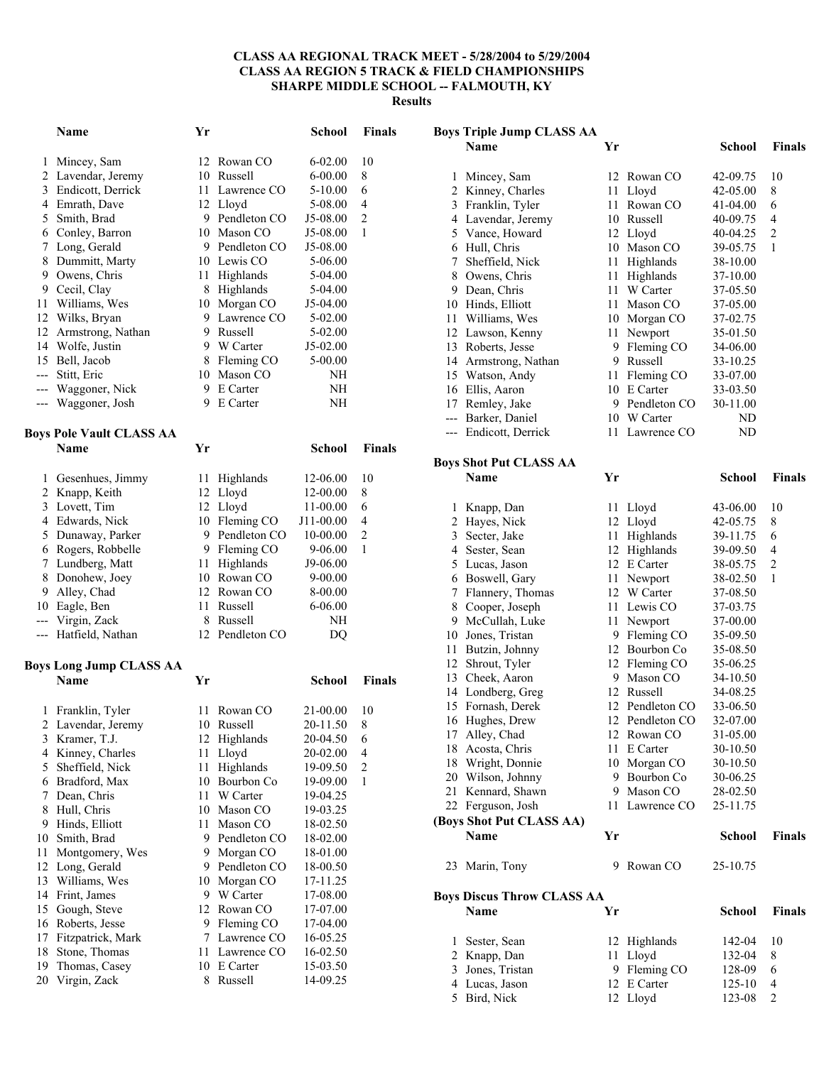# CLASS AA REGIONAL TRACK MEET - 5/28/2004 to 5/29/2004
## CLASS AA REGION 5 TRACK & FIELD CHAMPIONSHIPS
## SHARPE MIDDLE SCHOOL -- FALMOUTH, KY
### Results

| | Name | Yr | School | | Finals |
|---|---|---|---|---|---|
| 1 | Mincey, Sam | 12 | Rowan CO | 6-02.00 | 10 |
| 2 | Lavendar, Jeremy | 10 | Russell | 6-00.00 | 8 |
| 3 | Endicott, Derrick | 11 | Lawrence CO | 5-10.00 | 6 |
| 4 | Emrath, Dave | 12 | Lloyd | 5-08.00 | 4 |
| 5 | Smith, Brad | 9 | Pendleton CO | J5-08.00 | 2 |
| 6 | Conley, Barron | 10 | Mason CO | J5-08.00 | 1 |
| 7 | Long, Gerald | 9 | Pendleton CO | J5-08.00 | |
| 8 | Dummitt, Marty | 10 | Lewis CO | 5-06.00 | |
| 9 | Owens, Chris | 11 | Highlands | 5-04.00 | |
| 9 | Cecil, Clay | 8 | Highlands | 5-04.00 | |
| 11 | Williams, Wes | 10 | Morgan CO | J5-04.00 | |
| 12 | Wilks, Bryan | 9 | Lawrence CO | 5-02.00 | |
| 12 | Armstrong, Nathan | 9 | Russell | 5-02.00 | |
| 14 | Wolfe, Justin | 9 | W Carter | J5-02.00 | |
| 15 | Bell, Jacob | 8 | Fleming CO | 5-00.00 | |
| --- | Stitt, Eric | 10 | Mason CO | NH | |
| --- | Waggoner, Nick | 9 | E Carter | NH | |
| --- | Waggoner, Josh | 9 | E Carter | NH | |

**Boys Pole Vault CLASS AA**

| | Name | Yr | School | | Finals |
|---|---|---|---|---|---|
| 1 | Gesenhues, Jimmy | 11 | Highlands | 12-06.00 | 10 |
| 2 | Knapp, Keith | 12 | Lloyd | 12-00.00 | 8 |
| 3 | Lovett, Tim | 12 | Lloyd | 11-00.00 | 6 |
| 4 | Edwards, Nick | 10 | Fleming CO | J11-00.00 | 4 |
| 5 | Dunaway, Parker | 9 | Pendleton CO | 10-00.00 | 2 |
| 6 | Rogers, Robbelle | 9 | Fleming CO | 9-06.00 | 1 |
| 7 | Lundberg, Matt | 11 | Highlands | J9-06.00 | |
| 8 | Donohew, Joey | 10 | Rowan CO | 9-00.00 | |
| 9 | Alley, Chad | 12 | Rowan CO | 8-00.00 | |
| 10 | Eagle, Ben | 11 | Russell | 6-06.00 | |
| --- | Virgin, Zack | 8 | Russell | NH | |
| --- | Hatfield, Nathan | 12 | Pendleton CO | DQ | |

**Boys Long Jump CLASS AA**

| | Name | Yr | School | | Finals |
|---|---|---|---|---|---|
| 1 | Franklin, Tyler | 11 | Rowan CO | 21-00.00 | 10 |
| 2 | Lavendar, Jeremy | 10 | Russell | 20-11.50 | 8 |
| 3 | Kramer, T.J. | 12 | Highlands | 20-04.50 | 6 |
| 4 | Kinney, Charles | 11 | Lloyd | 20-02.00 | 4 |
| 5 | Sheffield, Nick | 11 | Highlands | 19-09.50 | 2 |
| 6 | Bradford, Max | 10 | Bourbon Co | 19-09.00 | 1 |
| 7 | Dean, Chris | 11 | W Carter | 19-04.25 | |
| 8 | Hull, Chris | 10 | Mason CO | 19-03.25 | |
| 9 | Hinds, Elliott | 11 | Mason CO | 18-02.50 | |
| 10 | Smith, Brad | 9 | Pendleton CO | 18-02.00 | |
| 11 | Montgomery, Wes | 9 | Morgan CO | 18-01.00 | |
| 12 | Long, Gerald | 9 | Pendleton CO | 18-00.50 | |
| 13 | Williams, Wes | 10 | Morgan CO | 17-11.25 | |
| 14 | Frint, James | 9 | W Carter | 17-08.00 | |
| 15 | Gough, Steve | 12 | Rowan CO | 17-07.00 | |
| 16 | Roberts, Jesse | 9 | Fleming CO | 17-04.00 | |
| 17 | Fitzpatrick, Mark | 7 | Lawrence CO | 16-05.25 | |
| 18 | Stone, Thomas | 11 | Lawrence CO | 16-02.50 | |
| 19 | Thomas, Casey | 10 | E Carter | 15-03.50 | |
| 20 | Virgin, Zack | 8 | Russell | 14-09.25 | |

**Boys Triple Jump CLASS AA**

| | Name | Yr | School | | Finals |
|---|---|---|---|---|---|
| 1 | Mincey, Sam | 12 | Rowan CO | 42-09.75 | 10 |
| 2 | Kinney, Charles | 11 | Lloyd | 42-05.00 | 8 |
| 3 | Franklin, Tyler | 11 | Rowan CO | 41-04.00 | 6 |
| 4 | Lavendar, Jeremy | 10 | Russell | 40-09.75 | 4 |
| 5 | Vance, Howard | 12 | Lloyd | 40-04.25 | 2 |
| 6 | Hull, Chris | 10 | Mason CO | 39-05.75 | 1 |
| 7 | Sheffield, Nick | 11 | Highlands | 38-10.00 | |
| 8 | Owens, Chris | 11 | Highlands | 37-10.00 | |
| 9 | Dean, Chris | 11 | W Carter | 37-05.50 | |
| 10 | Hinds, Elliott | 11 | Mason CO | 37-05.00 | |
| 11 | Williams, Wes | 10 | Morgan CO | 37-02.75 | |
| 12 | Lawson, Kenny | 11 | Newport | 35-01.50 | |
| 13 | Roberts, Jesse | 9 | Fleming CO | 34-06.00 | |
| 14 | Armstrong, Nathan | 9 | Russell | 33-10.25 | |
| 15 | Watson, Andy | 11 | Fleming CO | 33-07.00 | |
| 16 | Ellis, Aaron | 10 | E Carter | 33-03.50 | |
| 17 | Remley, Jake | 9 | Pendleton CO | 30-11.00 | |
| --- | Barker, Daniel | 10 | W Carter | ND | |
| --- | Endicott, Derrick | 11 | Lawrence CO | ND | |

**Boys Shot Put CLASS AA**

| | Name | Yr | School | | Finals |
|---|---|---|---|---|---|
| 1 | Knapp, Dan | 11 | Lloyd | 43-06.00 | 10 |
| 2 | Hayes, Nick | 12 | Lloyd | 42-05.75 | 8 |
| 3 | Secter, Jake | 11 | Highlands | 39-11.75 | 6 |
| 4 | Sester, Sean | 12 | Highlands | 39-09.50 | 4 |
| 5 | Lucas, Jason | 12 | E Carter | 38-05.75 | 2 |
| 6 | Boswell, Gary | 11 | Newport | 38-02.50 | 1 |
| 7 | Flannery, Thomas | 12 | W Carter | 37-08.50 | |
| 8 | Cooper, Joseph | 11 | Lewis CO | 37-03.75 | |
| 9 | McCullah, Luke | 11 | Newport | 37-00.00 | |
| 10 | Jones, Tristan | 9 | Fleming CO | 35-09.50 | |
| 11 | Butzin, Johnny | 12 | Bourbon Co | 35-08.50 | |
| 12 | Shrout, Tyler | 12 | Fleming CO | 35-06.25 | |
| 13 | Cheek, Aaron | 9 | Mason CO | 34-10.50 | |
| 14 | Londberg, Greg | 12 | Russell | 34-08.25 | |
| 15 | Fornash, Derek | 12 | Pendleton CO | 33-06.50 | |
| 16 | Hughes, Drew | 12 | Pendleton CO | 32-07.00 | |
| 17 | Alley, Chad | 12 | Rowan CO | 31-05.00 | |
| 18 | Acosta, Chris | 11 | E Carter | 30-10.50 | |
| 18 | Wright, Donnie | 10 | Morgan CO | 30-10.50 | |
| 20 | Wilson, Johnny | 9 | Bourbon Co | 30-06.25 | |
| 21 | Kennard, Shawn | 9 | Mason CO | 28-02.50 | |
| 22 | Ferguson, Josh | 11 | Lawrence CO | 25-11.75 | |
| 23 | Marin, Tony | 9 | Rowan CO | 25-10.75 | |

**Boys Discus Throw CLASS AA**

| | Name | Yr | School | | Finals |
|---|---|---|---|---|---|
| 1 | Sester, Sean | 12 | Highlands | 142-04 | 10 |
| 2 | Knapp, Dan | 11 | Lloyd | 132-04 | 8 |
| 3 | Jones, Tristan | 9 | Fleming CO | 128-09 | 6 |
| 4 | Lucas, Jason | 12 | E Carter | 125-10 | 4 |
| 5 | Bird, Nick | 12 | Lloyd | 123-08 | 2 |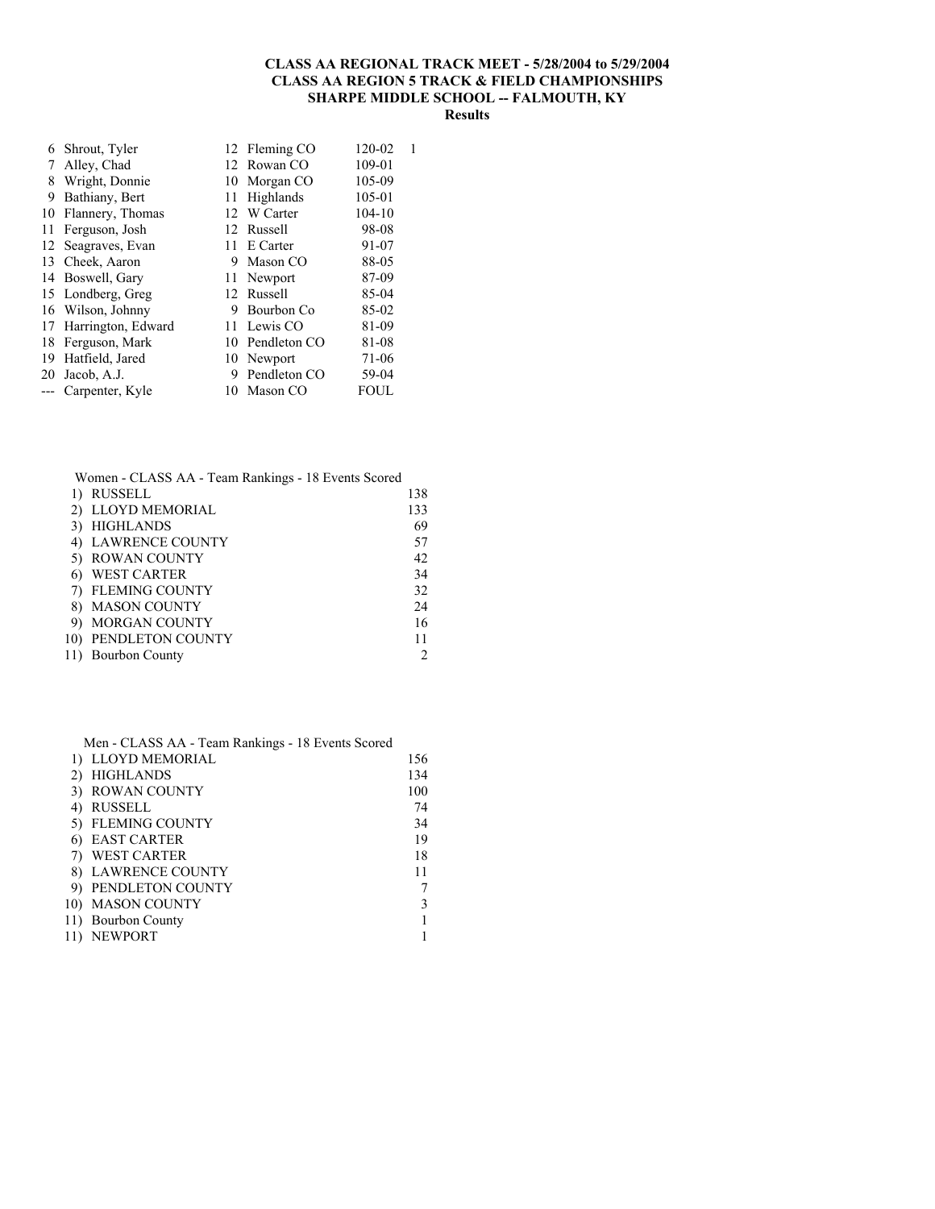**CLASS AA REGIONAL TRACK MEET - 5/28/2004 to 5/29/2004**
**CLASS AA REGION 5 TRACK & FIELD CHAMPIONSHIPS**
**SHARPE MIDDLE SCHOOL -- FALMOUTH, KY**
**Results**

| | | | | | |
|---|---|---|---|---|---|
| 6 | Shrout, Tyler | 12 | Fleming CO | 120-02 | 1 |
| 7 | Alley, Chad | 12 | Rowan CO | 109-01 | |
| 8 | Wright, Donnie | 10 | Morgan CO | 105-09 | |
| 9 | Bathiany, Bert | 11 | Highlands | 105-01 | |
| 10 | Flannery, Thomas | 12 | W Carter | 104-10 | |
| 11 | Ferguson, Josh | 12 | Russell | 98-08 | |
| 12 | Seagraves, Evan | 11 | E Carter | 91-07 | |
| 13 | Cheek, Aaron | 9 | Mason CO | 88-05 | |
| 14 | Boswell, Gary | 11 | Newport | 87-09 | |
| 15 | Londberg, Greg | 12 | Russell | 85-04 | |
| 16 | Wilson, Johnny | 9 | Bourbon Co | 85-02 | |
| 17 | Harrington, Edward | 11 | Lewis CO | 81-09 | |
| 18 | Ferguson, Mark | 10 | Pendleton CO | 81-08 | |
| 19 | Hatfield, Jared | 10 | Newport | 71-06 | |
| 20 | Jacob, A.J. | 9 | Pendleton CO | 59-04 | |
| --- | Carpenter, Kyle | 10 | Mason CO | FOUL | |

Women - CLASS AA - Team Rankings - 18 Events Scored

| | | |
|---|---|---|
| 1) | RUSSELL | 138 |
| 2) | LLOYD MEMORIAL | 133 |
| 3) | HIGHLANDS | 69 |
| 4) | LAWRENCE COUNTY | 57 |
| 5) | ROWAN COUNTY | 42 |
| 6) | WEST CARTER | 34 |
| 7) | FLEMING COUNTY | 32 |
| 8) | MASON COUNTY | 24 |
| 9) | MORGAN COUNTY | 16 |
| 10) | PENDLETON COUNTY | 11 |
| 11) | Bourbon County | 2 |

Men - CLASS AA - Team Rankings - 18 Events Scored

| | | |
|---|---|---|
| 1) | LLOYD MEMORIAL | 156 |
| 2) | HIGHLANDS | 134 |
| 3) | ROWAN COUNTY | 100 |
| 4) | RUSSELL | 74 |
| 5) | FLEMING COUNTY | 34 |
| 6) | EAST CARTER | 19 |
| 7) | WEST CARTER | 18 |
| 8) | LAWRENCE COUNTY | 11 |
| 9) | PENDLETON COUNTY | 7 |
| 10) | MASON COUNTY | 3 |
| 11) | Bourbon County | 1 |
| 11) | NEWPORT | 1 |